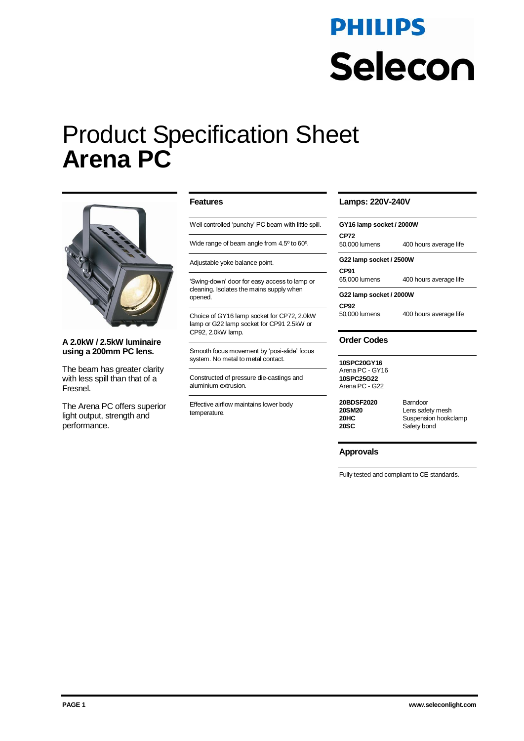PHILIPS

Selecon

# Product Specification Sheet
# Arena PC

**A 2.0kW / 2.5kW luminaire using a 200mm PC lens.**

The beam has greater clarity with less spill than that of a Fresnel.

The Arena PC offers superior light output, strength and performance.

## Features

Well controlled 'punchy' PC beam with little spill.

Wide range of beam angle from 4.5º to 60º.

Adjustable yoke balance point.

'Swing-down' door for easy access to lamp or cleaning. Isolates the mains supply when opened.

Choice of GY16 lamp socket for CP72, 2.0kW lamp or G22 lamp socket for CP91 2.5kW or CP92, 2.0kW lamp.

Smooth focus movement by 'posi-slide' focus system. No metal to metal contact.

Constructed of pressure die-castings and aluminium extrusion.

Effective airflow maintains lower body temperature.

## Lamps: 220V-240V

**GY16 lamp socket / 2000W**

**CP72**
50,000 lumens — 400 hours average life

**G22 lamp socket / 2500W**

**CP91**
65,000 lumens — 400 hours average life

**G22 lamp socket / 2000W**

**CP92**
50,000 lumens — 400 hours average life

## Order Codes

**10SPC20GY16**
Arena PC - GY16
**10SPC25G22**
Arena PC - G22

| | |
|---|---|
| **20BDSF2020** | Barndoor |
| **20SM20** | Lens safety mesh |
| **20HC** | Suspension hookclamp |
| **20SC** | Safety bond |

## Approvals

Fully tested and compliant to CE standards.

www.seleconlight.com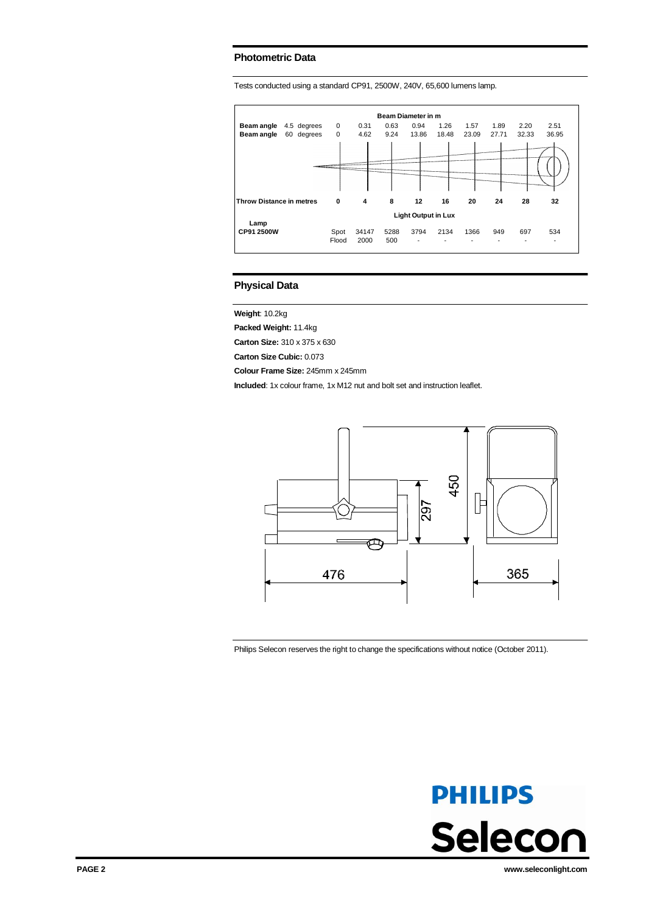## Photometric Data

Tests conducted using a standard CP91, 2500W, 240V, 65,600 lumens lamp.

| | | | | | | | | | | |
|---|---|---|---|---|---|---|---|---|---|---|
| | | **Beam Diameter in m** | | | | | | | | |
| **Beam angle** | 4.5 degrees | 0 | 0.31 | 0.63 | 0.94 | 1.26 | 1.57 | 1.89 | 2.20 | 2.51 |
| **Beam angle** | 60 degrees | 0 | 4.62 | 9.24 | 13.86 | 18.48 | 23.09 | 27.71 | 32.33 | 36.95 |
| **Throw Distance in metres** | | **0** | **4** | **8** | **12** | **16** | **20** | **24** | **28** | **32** |
| | | **Light Output in Lux** | | | | | | | | |
| **Lamp CP91 2500W** | | Spot | 34147 | 5288 | 3794 | 2134 | 1366 | 949 | 697 | 534 |
| | | Flood | 2000 | 500 | - | - | - | - | - | - |

## Physical Data

**Weight**: 10.2kg

**Packed Weight:** 11.4kg

**Carton Size:** 310 x 375 x 630

**Carton Size Cubic:** 0.073

**Colour Frame Size:** 245mm x 245mm

**Included**: 1x colour frame, 1x M12 nut and bolt set and instruction leaflet.

450

297

476

365

Philips Selecon reserves the right to change the specifications without notice (October 2011).

PHILIPS Selecon

www.seleconlight.com